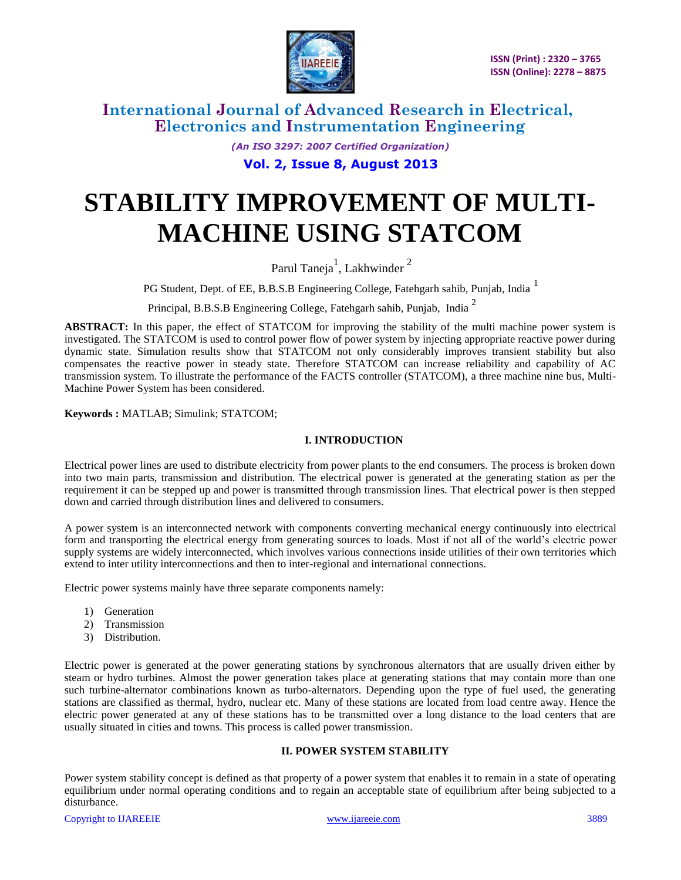# STABILITY IMPROVEMENT OF MULTI-MACHINE USING STATCOM

Parul Taneja[1], Lakhwinder [2]

PG Student, Dept. of EE, B.B.S.B Engineering College, Fatehgarh sahib, Punjab, India [1]

Principal, B.B.S.B Engineering College, Fatehgarh sahib, Punjab, India [2]

**ABSTRACT:** In this paper, the effect of STATCOM for improving the stability of the multi machine power system is investigated. The STATCOM is used to control power flow of power system by injecting appropriate reactive power during dynamic state. Simulation results show that STATCOM not only considerably improves transient stability but also compensates the reactive power in steady state. Therefore STATCOM can increase reliability and capability of AC transmission system. To illustrate the performance of the FACTS controller (STATCOM), a three machine nine bus, Multi-Machine Power System has been considered.

**Keywords :** MATLAB; Simulink; STATCOM;

## I. INTRODUCTION

Electrical power lines are used to distribute electricity from power plants to the end consumers. The process is broken down into two main parts, transmission and distribution. The electrical power is generated at the generating station as per the requirement it can be stepped up and power is transmitted through transmission lines. That electrical power is then stepped down and carried through distribution lines and delivered to consumers.

A power system is an interconnected network with components converting mechanical energy continuously into electrical form and transporting the electrical energy from generating sources to loads. Most if not all of the world's electric power supply systems are widely interconnected, which involves various connections inside utilities of their own territories which extend to inter utility interconnections and then to inter-regional and international connections.

Electric power systems mainly have three separate components namely:

1) Generation
2) Transmission
3) Distribution.

Electric power is generated at the power generating stations by synchronous alternators that are usually driven either by steam or hydro turbines. Almost the power generation takes place at generating stations that may contain more than one such turbine-alternator combinations known as turbo-alternators. Depending upon the type of fuel used, the generating stations are classified as thermal, hydro, nuclear etc. Many of these stations are located from load centre away. Hence the electric power generated at any of these stations has to be transmitted over a long distance to the load centers that are usually situated in cities and towns. This process is called power transmission.

## II. POWER SYSTEM STABILITY

Power system stability concept is defined as that property of a power system that enables it to remain in a state of operating equilibrium under normal operating conditions and to regain an acceptable state of equilibrium after being subjected to a disturbance.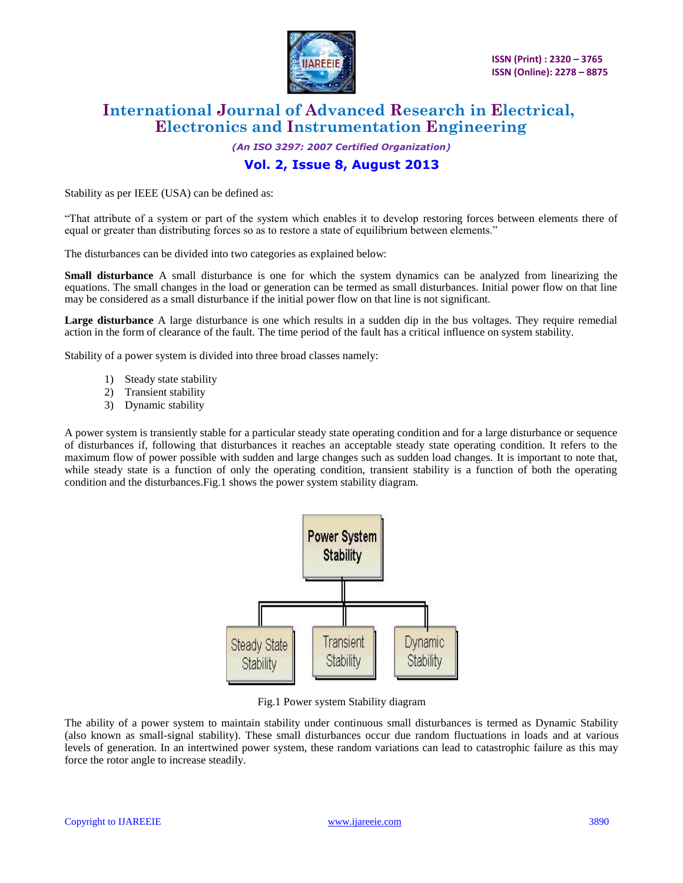Stability as per IEEE (USA) can be defined as:

"That attribute of a system or part of the system which enables it to develop restoring forces between elements there of equal or greater than distributing forces so as to restore a state of equilibrium between elements."

The disturbances can be divided into two categories as explained below:

**Small disturbance** A small disturbance is one for which the system dynamics can be analyzed from linearizing the equations. The small changes in the load or generation can be termed as small disturbances. Initial power flow on that line may be considered as a small disturbance if the initial power flow on that line is not significant.

**Large disturbance** A large disturbance is one which results in a sudden dip in the bus voltages. They require remedial action in the form of clearance of the fault. The time period of the fault has a critical influence on system stability.

Stability of a power system is divided into three broad classes namely:

1) Steady state stability
2) Transient stability
3) Dynamic stability

A power system is transiently stable for a particular steady state operating condition and for a large disturbance or sequence of disturbances if, following that disturbances it reaches an acceptable steady state operating condition. It refers to the maximum flow of power possible with sudden and large changes such as sudden load changes. It is important to note that, while steady state is a function of only the operating condition, transient stability is a function of both the operating condition and the disturbances.Fig.1 shows the power system stability diagram.

Fig.1 Power system Stability diagram

The ability of a power system to maintain stability under continuous small disturbances is termed as Dynamic Stability (also known as small-signal stability). These small disturbances occur due random fluctuations in loads and at various levels of generation. In an intertwined power system, these random variations can lead to catastrophic failure as this may force the rotor angle to increase steadily.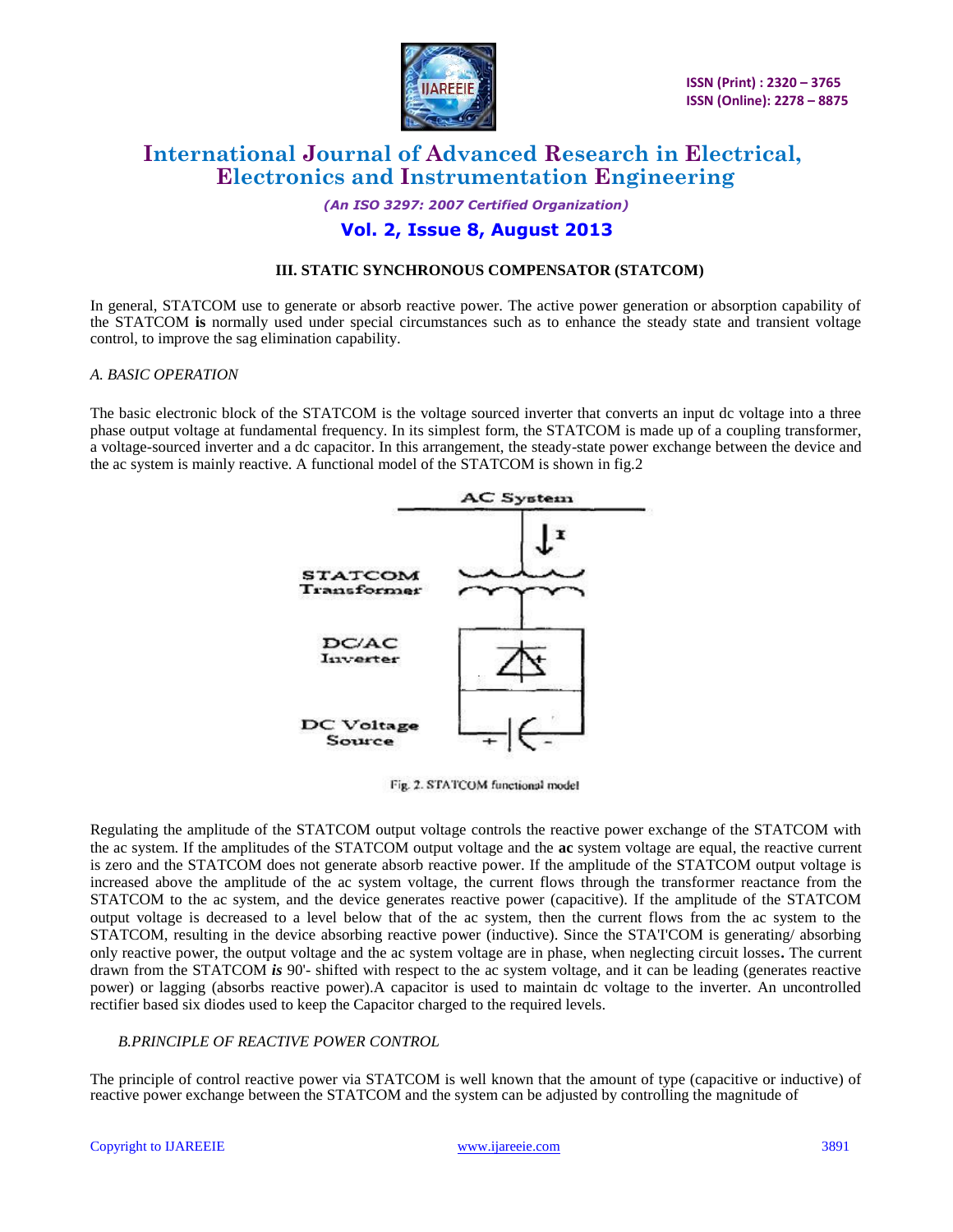### III. STATIC SYNCHRONOUS COMPENSATOR (STATCOM)

In general, STATCOM use to generate or absorb reactive power. The active power generation or absorption capability of the STATCOM **is** normally used under special circumstances such as to enhance the steady state and transient voltage control, to improve the sag elimination capability.

*A. BASIC OPERATION*

The basic electronic block of the STATCOM is the voltage sourced inverter that converts an input dc voltage into a three phase output voltage at fundamental frequency. In its simplest form, the STATCOM is made up of a coupling transformer, a voltage-sourced inverter and a dc capacitor. In this arrangement, the steady-state power exchange between the device and the ac system is mainly reactive. A functional model of the STATCOM is shown in fig.2

Fig. 2. STATCOM functional model

Regulating the amplitude of the STATCOM output voltage controls the reactive power exchange of the STATCOM with the ac system. If the amplitudes of the STATCOM output voltage and the **ac** system voltage are equal, the reactive current is zero and the STATCOM does not generate absorb reactive power. If the amplitude of the STATCOM output voltage is increased above the amplitude of the ac system voltage, the current flows through the transformer reactance from the STATCOM to the ac system, and the device generates reactive power (capacitive). If the amplitude of the STATCOM output voltage is decreased to a level below that of the ac system, then the current flows from the ac system to the STATCOM, resulting in the device absorbing reactive power (inductive). Since the STA'I'COM is generating/ absorbing only reactive power, the output voltage and the ac system voltage are in phase, when neglecting circuit losses**.** The current drawn from the STATCOM ***is*** 90'- shifted with respect to the ac system voltage, and it can be leading (generates reactive power) or lagging (absorbs reactive power).A capacitor is used to maintain dc voltage to the inverter. An uncontrolled rectifier based six diodes used to keep the Capacitor charged to the required levels.

*B.PRINCIPLE OF REACTIVE POWER CONTROL*

The principle of control reactive power via STATCOM is well known that the amount of type (capacitive or inductive) of reactive power exchange between the STATCOM and the system can be adjusted by controlling the magnitude of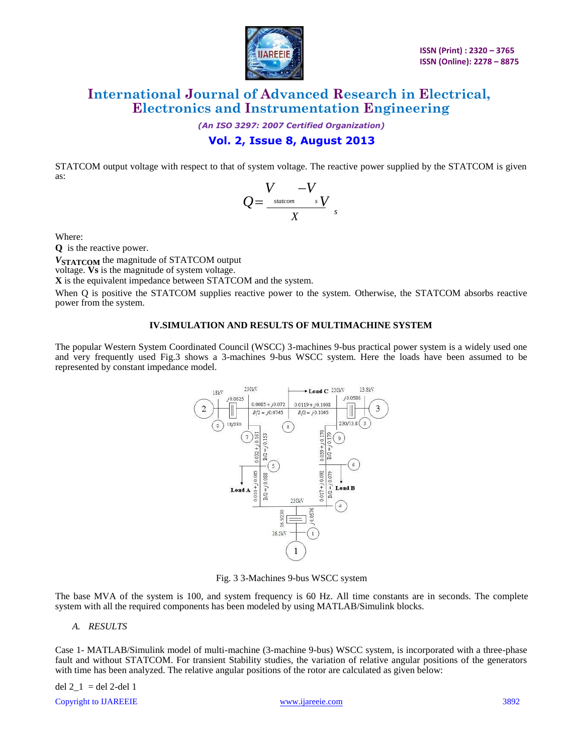STATCOM output voltage with respect to that of system voltage. The reactive power supplied by the STATCOM is given as:

$$Q = \frac{V_{statcom} - V_s}{X} V_s$$

Where:

**Q** is the reactive power.

$V_{STATCOM}$ the magnitude of STATCOM output voltage. **Vs** is the magnitude of system voltage.

**X** is the equivalent impedance between STATCOM and the system.

When Q is positive the STATCOM supplies reactive power to the system. Otherwise, the STATCOM absorbs reactive power from the system.

## IV.SIMULATION AND RESULTS OF MULTIMACHINE SYSTEM

The popular Western System Coordinated Council (WSCC) 3-machines 9-bus practical power system is a widely used one and very frequently used Fig.3 shows a 3-machines 9-bus WSCC system. Here the loads have been assumed to be represented by constant impedance model.

Fig. 3 3-Machines 9-bus WSCC system

The base MVA of the system is 100, and system frequency is 60 Hz. All time constants are in seconds. The complete system with all the required components has been modeled by using MATLAB/Simulink blocks.

### *A. RESULTS*

Case 1- MATLAB/Simulink model of multi-machine (3-machine 9-bus) WSCC system, is incorporated with a three-phase fault and without STATCOM. For transient Stability studies, the variation of relative angular positions of the generators with time has been analyzed. The relative angular positions of the rotor are calculated as given below:

del 2_1 = del 2-del 1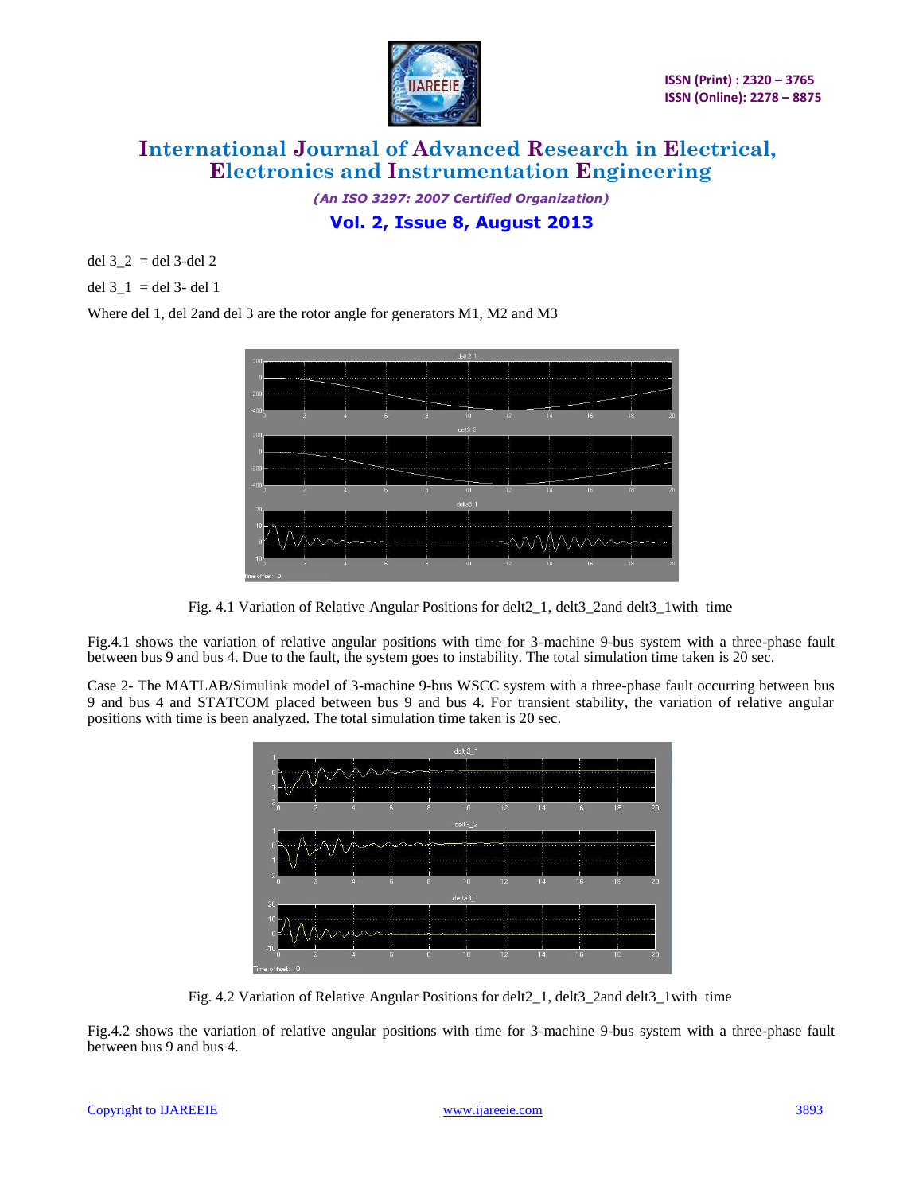del 3_2 = del 3-del 2

del 3_1 = del 3- del 1

Where del 1, del 2and del 3 are the rotor angle for generators M1, M2 and M3

Fig. 4.1 Variation of Relative Angular Positions for delt2_1, delt3_2and delt3_1with time

Fig.4.1 shows the variation of relative angular positions with time for 3-machine 9-bus system with a three-phase fault between bus 9 and bus 4. Due to the fault, the system goes to instability. The total simulation time taken is 20 sec.

Case 2- The MATLAB/Simulink model of 3-machine 9-bus WSCC system with a three-phase fault occurring between bus 9 and bus 4 and STATCOM placed between bus 9 and bus 4. For transient stability, the variation of relative angular positions with time is been analyzed. The total simulation time taken is 20 sec.

Fig. 4.2 Variation of Relative Angular Positions for delt2_1, delt3_2and delt3_1with time

Fig.4.2 shows the variation of relative angular positions with time for 3-machine 9-bus system with a three-phase fault between bus 9 and bus 4.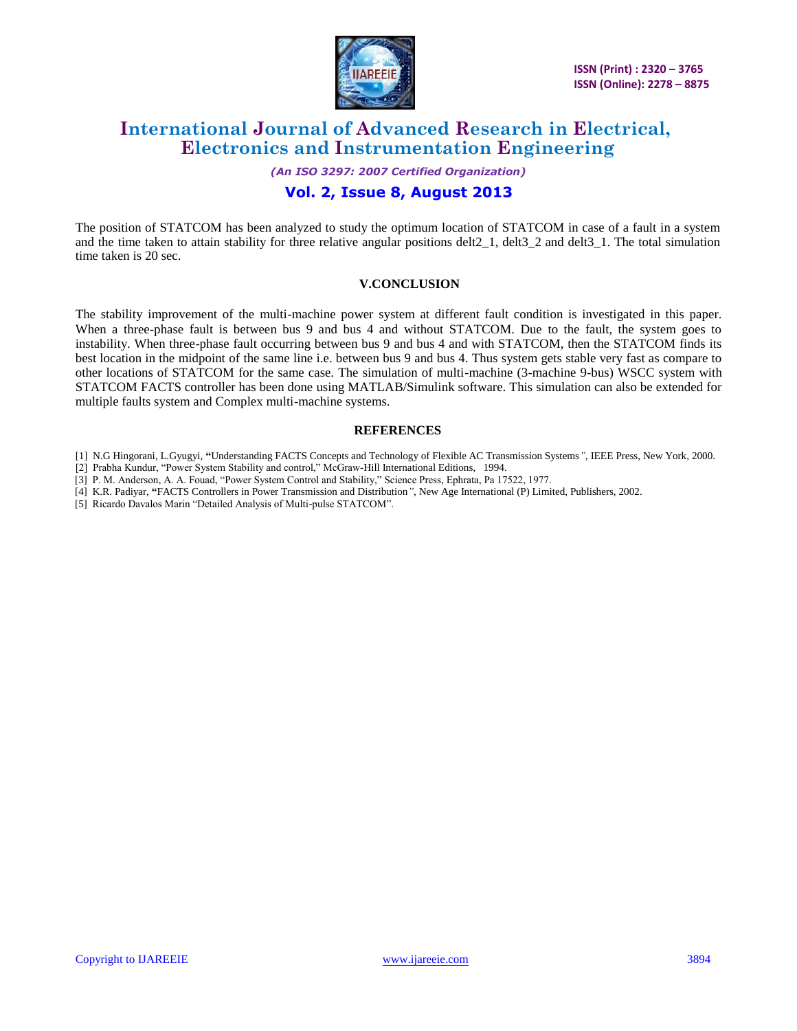The position of STATCOM has been analyzed to study the optimum location of STATCOM in case of a fault in a system and the time taken to attain stability for three relative angular positions delt2_1, delt3_2 and delt3_1. The total simulation time taken is 20 sec.

## V.CONCLUSION

The stability improvement of the multi-machine power system at different fault condition is investigated in this paper. When a three-phase fault is between bus 9 and bus 4 and without STATCOM. Due to the fault, the system goes to instability. When three-phase fault occurring between bus 9 and bus 4 and with STATCOM, then the STATCOM finds its best location in the midpoint of the same line i.e. between bus 9 and bus 4. Thus system gets stable very fast as compare to other locations of STATCOM for the same case. The simulation of multi-machine (3-machine 9-bus) WSCC system with STATCOM FACTS controller has been done using MATLAB/Simulink software. This simulation can also be extended for multiple faults system and Complex multi-machine systems.

## REFERENCES

[1] N.G Hingorani, L.Gyugyi, "Understanding FACTS Concepts and Technology of Flexible AC Transmission Systems", IEEE Press, New York, 2000.

[2] Prabha Kundur, "Power System Stability and control," McGraw-Hill International Editions, 1994.

[3] P. M. Anderson, A. A. Fouad, "Power System Control and Stability," Science Press, Ephrata, Pa 17522, 1977.

[4] K.R. Padiyar, "FACTS Controllers in Power Transmission and Distribution", New Age International (P) Limited, Publishers, 2002.

[5] Ricardo Davalos Marin "Detailed Analysis of Multi-pulse STATCOM".